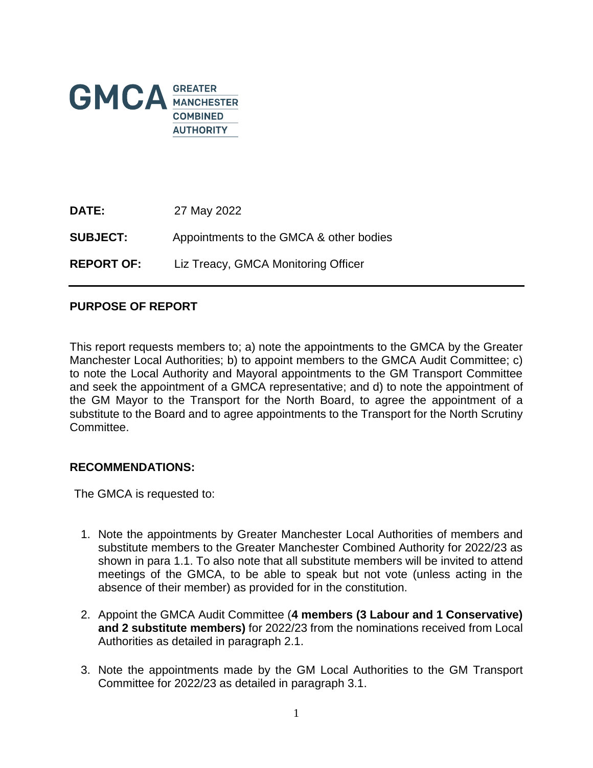GMCA GREATER MANCHESTER COMBINED AUTHORITY

**DATE:** 27 May 2022

**SUBJECT:** Appointments to the GMCA & other bodies

**REPORT OF:** Liz Treacy, GMCA Monitoring Officer

---

**PURPOSE OF REPORT**

This report requests members to; a) note the appointments to the GMCA by the Greater Manchester Local Authorities; b) to appoint members to the GMCA Audit Committee; c) to note the Local Authority and Mayoral appointments to the GM Transport Committee and seek the appointment of a GMCA representative; and d) to note the appointment of the GM Mayor to the Transport for the North Board, to agree the appointment of a substitute to the Board and to agree appointments to the Transport for the North Scrutiny Committee.

**RECOMMENDATIONS:**

The GMCA is requested to:

1. Note the appointments by Greater Manchester Local Authorities of members and substitute members to the Greater Manchester Combined Authority for 2022/23 as shown in para 1.1. To also note that all substitute members will be invited to attend meetings of the GMCA, to be able to speak but not vote (unless acting in the absence of their member) as provided for in the constitution.
2. Appoint the GMCA Audit Committee (**4 members (3 Labour and 1 Conservative) and 2 substitute members)** for 2022/23 from the nominations received from Local Authorities as detailed in paragraph 2.1.
3. Note the appointments made by the GM Local Authorities to the GM Transport Committee for 2022/23 as detailed in paragraph 3.1.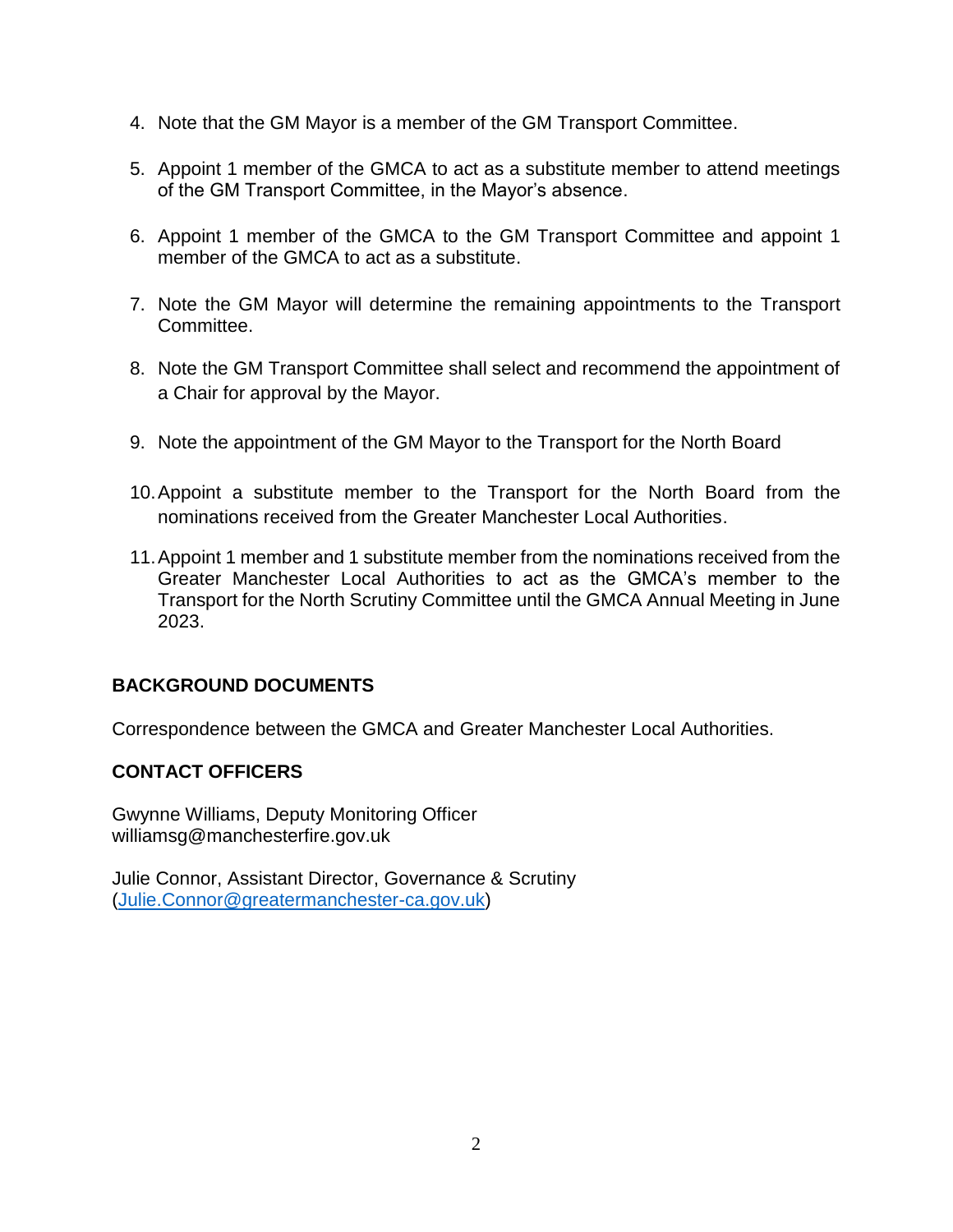4. Note that the GM Mayor is a member of the GM Transport Committee.

5. Appoint 1 member of the GMCA to act as a substitute member to attend meetings of the GM Transport Committee, in the Mayor's absence.

6. Appoint 1 member of the GMCA to the GM Transport Committee and appoint 1 member of the GMCA to act as a substitute.

7. Note the GM Mayor will determine the remaining appointments to the Transport Committee.

8. Note the GM Transport Committee shall select and recommend the appointment of a Chair for approval by the Mayor.

9. Note the appointment of the GM Mayor to the Transport for the North Board

10. Appoint a substitute member to the Transport for the North Board from the nominations received from the Greater Manchester Local Authorities.

11. Appoint 1 member and 1 substitute member from the nominations received from the Greater Manchester Local Authorities to act as the GMCA's member to the Transport for the North Scrutiny Committee until the GMCA Annual Meeting in June 2023.

**BACKGROUND DOCUMENTS**

Correspondence between the GMCA and Greater Manchester Local Authorities.

**CONTACT OFFICERS**

Gwynne Williams, Deputy Monitoring Officer
williamsg@manchesterfire.gov.uk

Julie Connor, Assistant Director, Governance & Scrutiny
(Julie.Connor@greatermanchester-ca.gov.uk)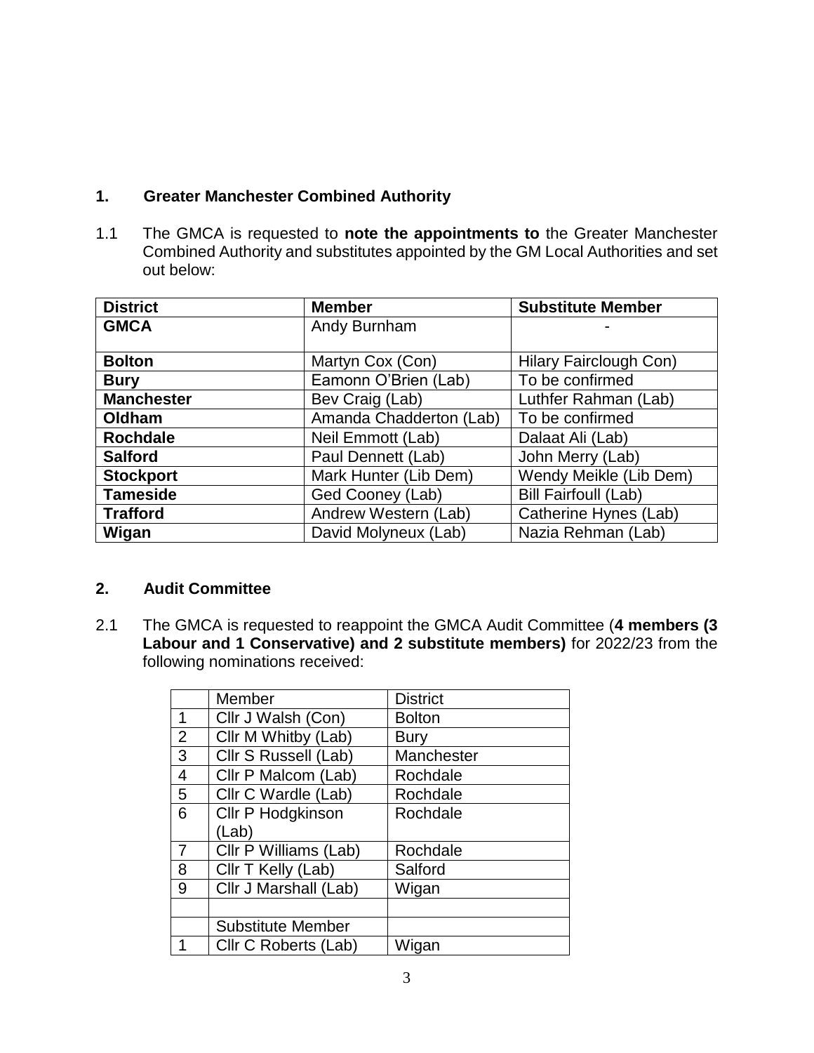## 1. Greater Manchester Combined Authority

1.1 The GMCA is requested to **note the appointments to** the Greater Manchester Combined Authority and substitutes appointed by the GM Local Authorities and set out below:

| District | Member | Substitute Member |
|---|---|---|
| **GMCA** | Andy Burnham | - |
| **Bolton** | Martyn Cox (Con) | Hilary Fairclough Con) |
| **Bury** | Eamonn O'Brien (Lab) | To be confirmed |
| **Manchester** | Bev Craig (Lab) | Luthfer Rahman (Lab) |
| **Oldham** | Amanda Chadderton (Lab) | To be confirmed |
| **Rochdale** | Neil Emmott (Lab) | Dalaat Ali (Lab) |
| **Salford** | Paul Dennett (Lab) | John Merry (Lab) |
| **Stockport** | Mark Hunter (Lib Dem) | Wendy Meikle (Lib Dem) |
| **Tameside** | Ged Cooney (Lab) | Bill Fairfoull (Lab) |
| **Trafford** | Andrew Western (Lab) | Catherine Hynes (Lab) |
| **Wigan** | David Molyneux (Lab) | Nazia Rehman (Lab) |

## 2. Audit Committee

2.1 The GMCA is requested to reappoint the GMCA Audit Committee (**4 members (3 Labour and 1 Conservative) and 2 substitute members)** for 2022/23 from the following nominations received:

| | Member | District |
|---|---|---|
| 1 | Cllr J Walsh (Con) | Bolton |
| 2 | Cllr M Whitby (Lab) | Bury |
| 3 | Cllr S Russell (Lab) | Manchester |
| 4 | Cllr P Malcom (Lab) | Rochdale |
| 5 | Cllr C Wardle (Lab) | Rochdale |
| 6 | Cllr P Hodgkinson (Lab) | Rochdale |
| 7 | Cllr P Williams (Lab) | Rochdale |
| 8 | Cllr T Kelly (Lab) | Salford |
| 9 | Cllr J Marshall (Lab) | Wigan |
| | | |
| | Substitute Member | |
| 1 | Cllr C Roberts (Lab) | Wigan |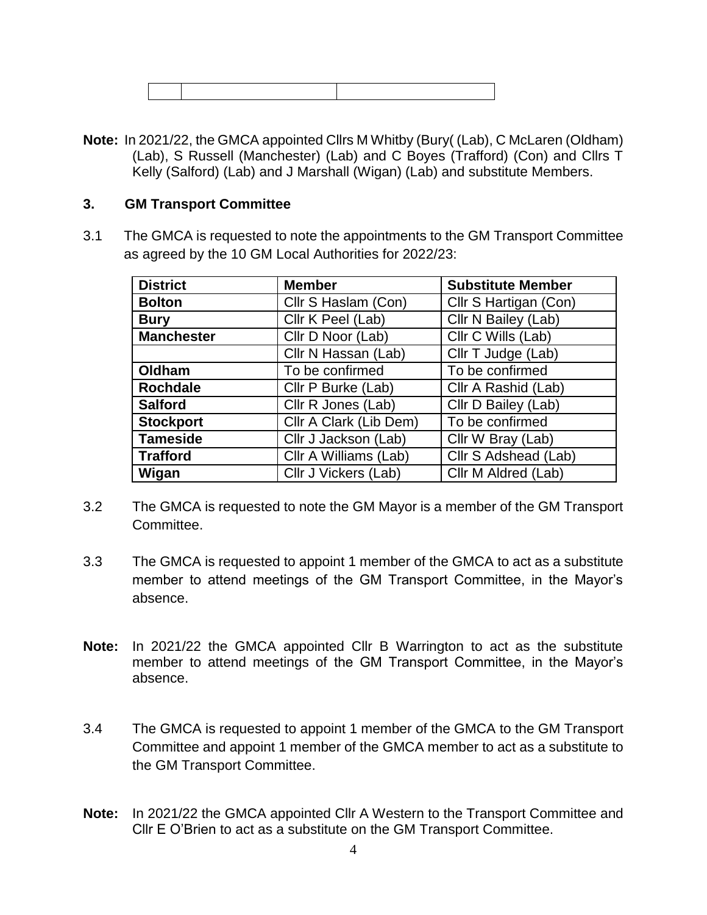| | | |
|---|---|---|

**Note:** In 2021/22, the GMCA appointed Cllrs M Whitby (Bury( (Lab), C McLaren (Oldham) (Lab), S Russell (Manchester) (Lab) and C Boyes (Trafford) (Con) and Cllrs T Kelly (Salford) (Lab) and J Marshall (Wigan) (Lab) and substitute Members.

## 3. GM Transport Committee

3.1 The GMCA is requested to note the appointments to the GM Transport Committee as agreed by the 10 GM Local Authorities for 2022/23:

| District | Member | Substitute Member |
|---|---|---|
| **Bolton** | Cllr S Haslam (Con) | Cllr S Hartigan (Con) |
| **Bury** | Cllr K Peel (Lab) | Cllr N Bailey (Lab) |
| **Manchester** | Cllr D Noor (Lab) | Cllr C Wills (Lab) |
| | Cllr N Hassan (Lab) | Cllr T Judge (Lab) |
| **Oldham** | To be confirmed | To be confirmed |
| **Rochdale** | Cllr P Burke (Lab) | Cllr A Rashid (Lab) |
| **Salford** | Cllr R Jones (Lab) | Cllr D Bailey (Lab) |
| **Stockport** | Cllr A Clark (Lib Dem) | To be confirmed |
| **Tameside** | Cllr J Jackson (Lab) | Cllr W Bray (Lab) |
| **Trafford** | Cllr A Williams (Lab) | Cllr S Adshead (Lab) |
| **Wigan** | Cllr J Vickers (Lab) | Cllr M Aldred (Lab) |

3.2 The GMCA is requested to note the GM Mayor is a member of the GM Transport Committee.

3.3 The GMCA is requested to appoint 1 member of the GMCA to act as a substitute member to attend meetings of the GM Transport Committee, in the Mayor's absence.

**Note:** In 2021/22 the GMCA appointed Cllr B Warrington to act as the substitute member to attend meetings of the GM Transport Committee, in the Mayor's absence.

3.4 The GMCA is requested to appoint 1 member of the GMCA to the GM Transport Committee and appoint 1 member of the GMCA member to act as a substitute to the GM Transport Committee.

**Note:** In 2021/22 the GMCA appointed Cllr A Western to the Transport Committee and Cllr E O'Brien to act as a substitute on the GM Transport Committee.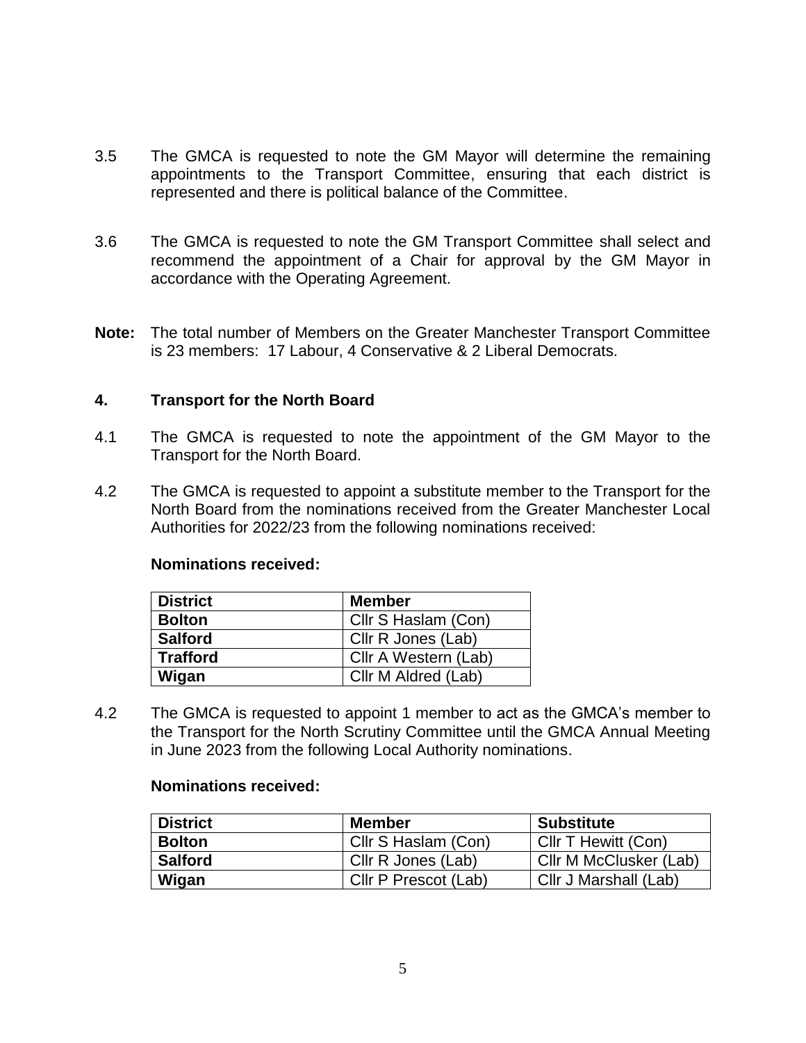3.5 The GMCA is requested to note the GM Mayor will determine the remaining appointments to the Transport Committee, ensuring that each district is represented and there is political balance of the Committee.

3.6 The GMCA is requested to note the GM Transport Committee shall select and recommend the appointment of a Chair for approval by the GM Mayor in accordance with the Operating Agreement.

**Note:** The total number of Members on the Greater Manchester Transport Committee is 23 members: 17 Labour, 4 Conservative & 2 Liberal Democrats.

## 4. Transport for the North Board

4.1 The GMCA is requested to note the appointment of the GM Mayor to the Transport for the North Board.

4.2 The GMCA is requested to appoint a substitute member to the Transport for the North Board from the nominations received from the Greater Manchester Local Authorities for 2022/23 from the following nominations received:

**Nominations received:**

| District | Member |
|---|---|
| **Bolton** | Cllr S Haslam (Con) |
| **Salford** | Cllr R Jones (Lab) |
| **Trafford** | Cllr A Western (Lab) |
| **Wigan** | Cllr M Aldred (Lab) |

4.2 The GMCA is requested to appoint 1 member to act as the GMCA's member to the Transport for the North Scrutiny Committee until the GMCA Annual Meeting in June 2023 from the following Local Authority nominations.

**Nominations received:**

| District | Member | Substitute |
|---|---|---|
| **Bolton** | Cllr S Haslam (Con) | Cllr T Hewitt (Con) |
| **Salford** | Cllr R Jones (Lab) | Cllr M McClusker (Lab) |
| **Wigan** | Cllr P Prescot (Lab) | Cllr J Marshall (Lab) |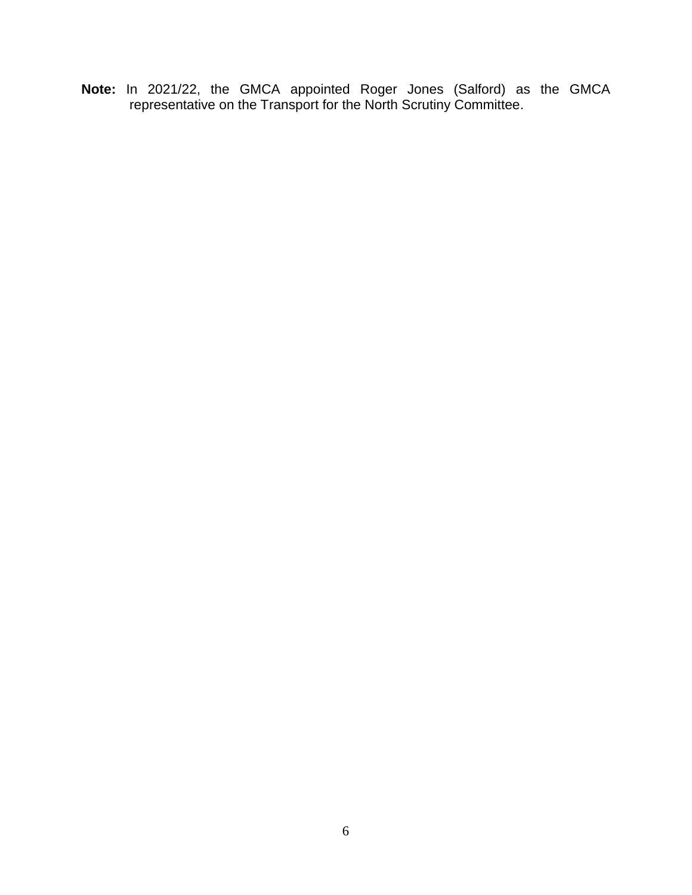**Note:** In 2021/22, the GMCA appointed Roger Jones (Salford) as the GMCA representative on the Transport for the North Scrutiny Committee.